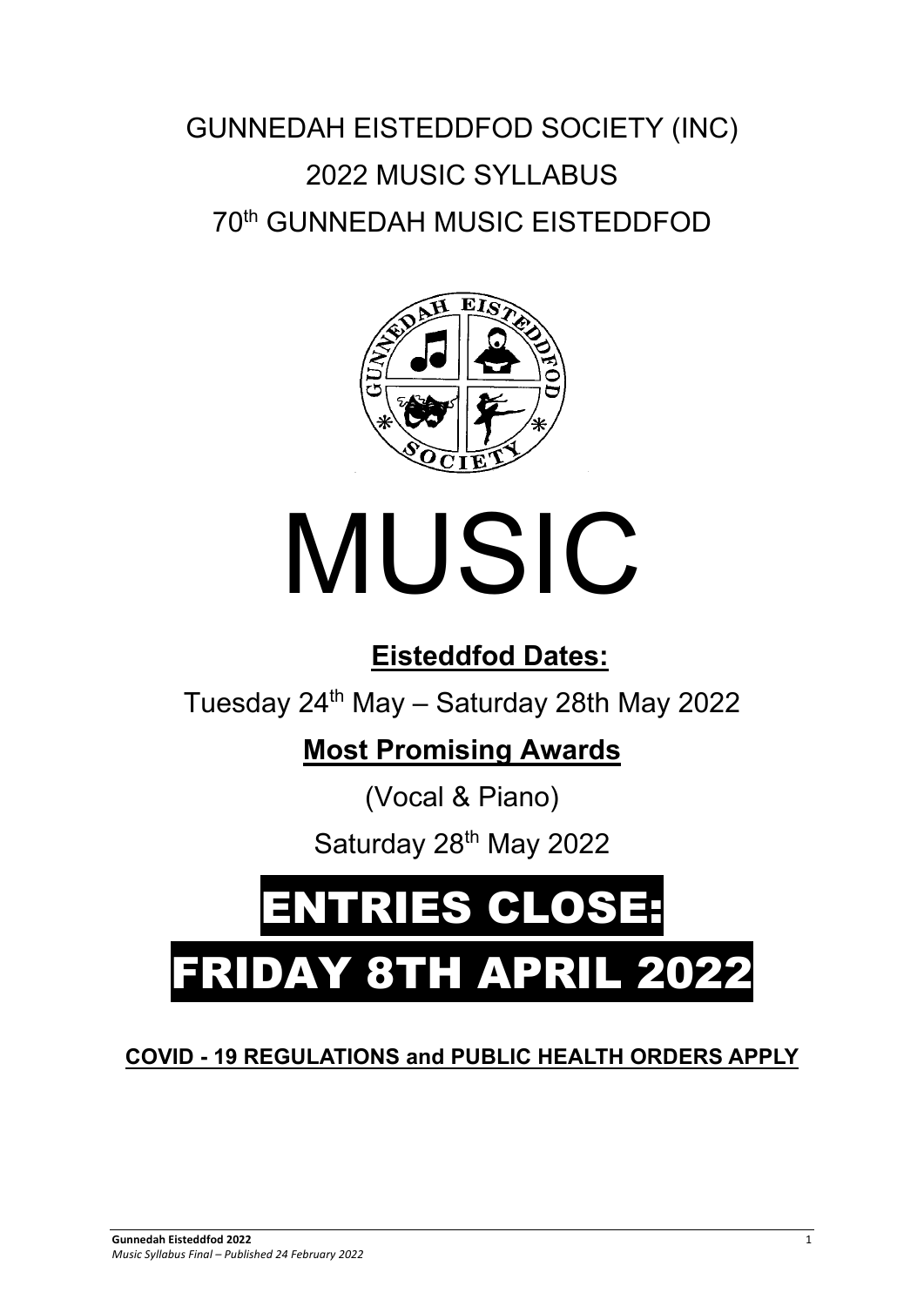# GUNNEDAH EISTEDDFOD SOCIETY (INC)

## 2022 MUSIC SYLLABUS

## 70th GUNNEDAH MUSIC EISTEDDFOD

# MUSIC

**Eisteddfod Dates:**

Tuesday 24th May – Saturday 28th May 2022

**Most Promising Awards**

(Vocal & Piano)

Saturday 28th May 2022

# ENTRIES CLOSE:

# FRIDAY 8TH APRIL 2022

**COVID - 19 REGULATIONS and PUBLIC HEALTH ORDERS APPLY**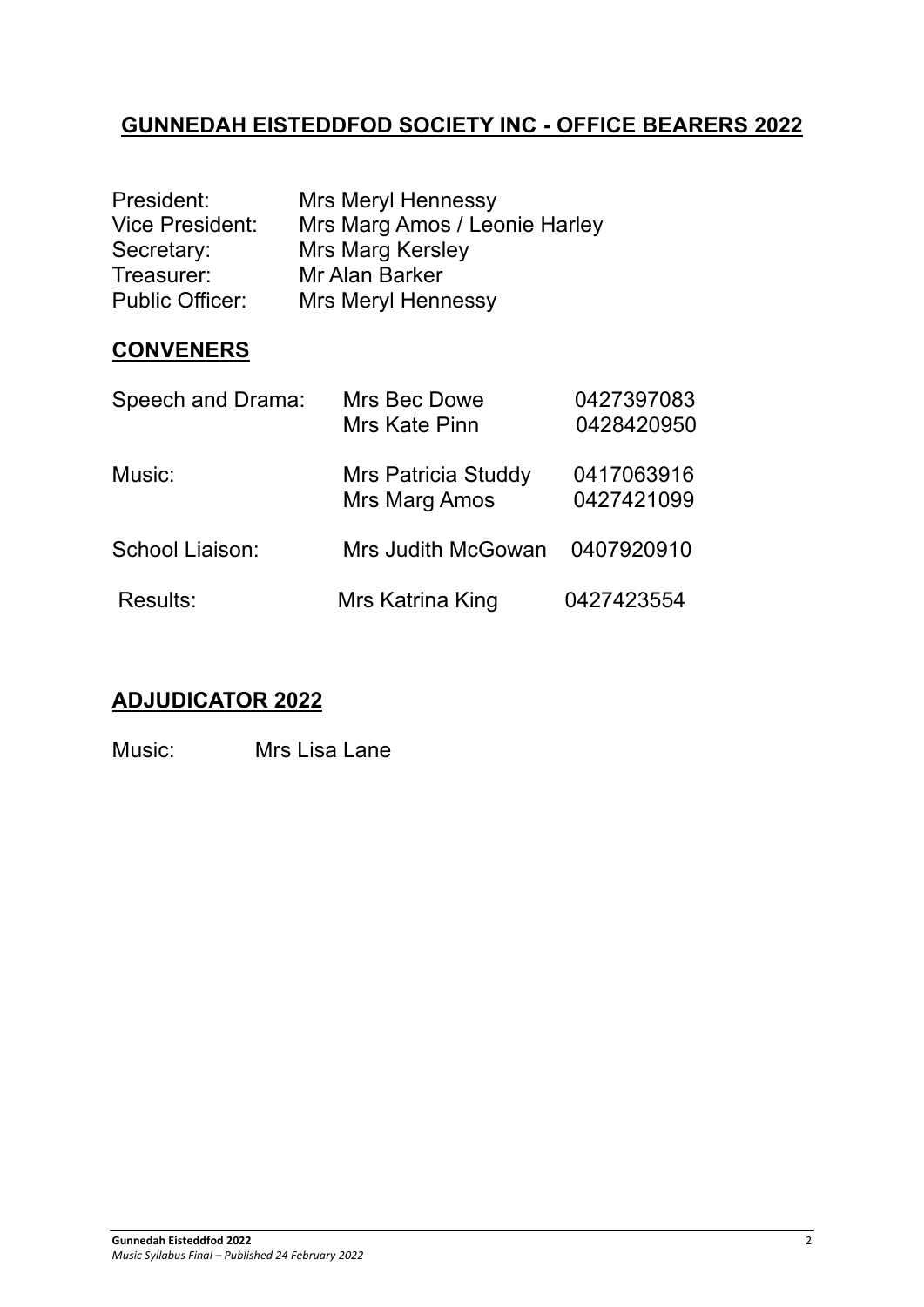## GUNNEDAH EISTEDDFOD SOCIETY INC - OFFICE BEARERS 2022

| | |
|---|---|
| President: | Mrs Meryl Hennessy |
| Vice President: | Mrs Marg Amos / Leonie Harley |
| Secretary: | Mrs Marg Kersley |
| Treasurer: | Mr Alan Barker |
| Public Officer: | Mrs Meryl Hennessy |

## CONVENERS

| | | |
|---|---|---|
| Speech and Drama: | Mrs Bec Dowe | 0427397083 |
| | Mrs Kate Pinn | 0428420950 |
| Music: | Mrs Patricia Studdy | 0417063916 |
| | Mrs Marg Amos | 0427421099 |
| School Liaison: | Mrs Judith McGowan | 0407920910 |
| Results: | Mrs Katrina King | 0427423554 |

## ADJUDICATOR 2022

Music: Mrs Lisa Lane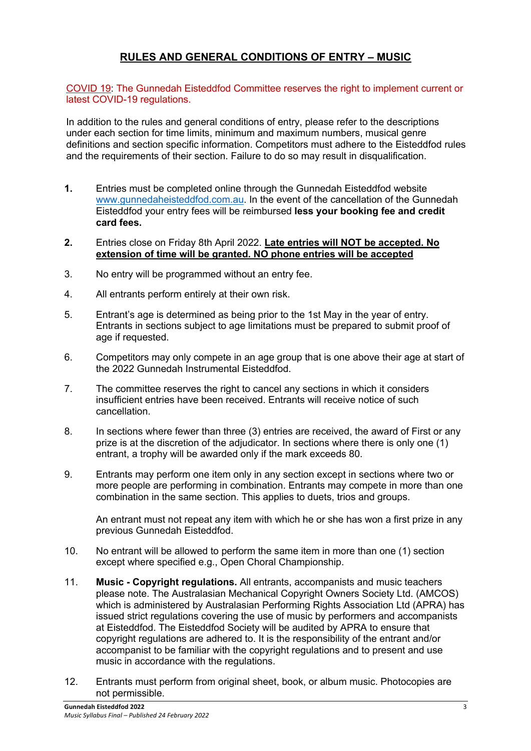# RULES AND GENERAL CONDITIONS OF ENTRY – MUSIC

COVID 19: The Gunnedah Eisteddfod Committee reserves the right to implement current or latest COVID-19 regulations.

In addition to the rules and general conditions of entry, please refer to the descriptions under each section for time limits, minimum and maximum numbers, musical genre definitions and section specific information. Competitors must adhere to the Eisteddfod rules and the requirements of their section. Failure to do so may result in disqualification.

**1.** Entries must be completed online through the Gunnedah Eisteddfod website www.gunnedaheisteddfod.com.au. In the event of the cancellation of the Gunnedah Eisteddfod your entry fees will be reimbursed **less your booking fee and credit card fees.**

**2.** Entries close on Friday 8th April 2022. **Late entries will NOT be accepted. No extension of time will be granted. NO phone entries will be accepted**

3. No entry will be programmed without an entry fee.

4. All entrants perform entirely at their own risk.

5. Entrant's age is determined as being prior to the 1st May in the year of entry. Entrants in sections subject to age limitations must be prepared to submit proof of age if requested.

6. Competitors may only compete in an age group that is one above their age at start of the 2022 Gunnedah Instrumental Eisteddfod.

7. The committee reserves the right to cancel any sections in which it considers insufficient entries have been received. Entrants will receive notice of such cancellation.

8. In sections where fewer than three (3) entries are received, the award of First or any prize is at the discretion of the adjudicator. In sections where there is only one (1) entrant, a trophy will be awarded only if the mark exceeds 80.

9. Entrants may perform one item only in any section except in sections where two or more people are performing in combination. Entrants may compete in more than one combination in the same section. This applies to duets, trios and groups.

   An entrant must not repeat any item with which he or she has won a first prize in any previous Gunnedah Eisteddfod.

10. No entrant will be allowed to perform the same item in more than one (1) section except where specified e.g., Open Choral Championship.

11. **Music - Copyright regulations.** All entrants, accompanists and music teachers please note. The Australasian Mechanical Copyright Owners Society Ltd. (AMCOS) which is administered by Australasian Performing Rights Association Ltd (APRA) has issued strict regulations covering the use of music by performers and accompanists at Eisteddfod. The Eisteddfod Society will be audited by APRA to ensure that copyright regulations are adhered to. It is the responsibility of the entrant and/or accompanist to be familiar with the copyright regulations and to present and use music in accordance with the regulations.

12. Entrants must perform from original sheet, book, or album music. Photocopies are not permissible.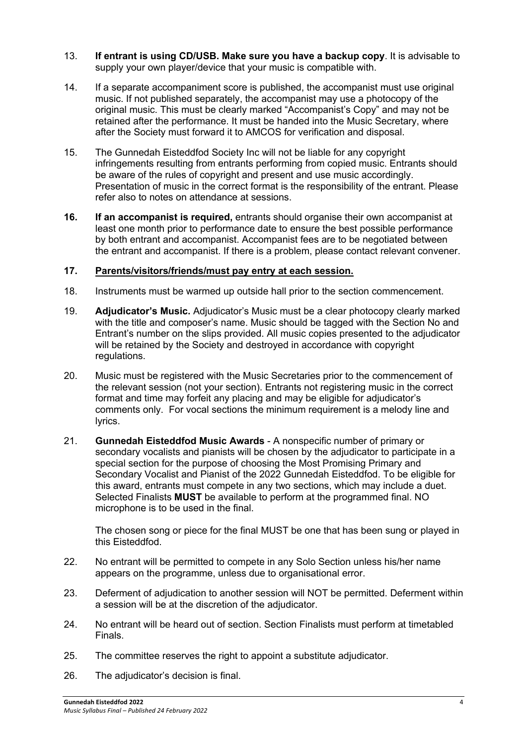13. **If entrant is using CD/USB. Make sure you have a backup copy**. It is advisable to supply your own player/device that your music is compatible with.

14. If a separate accompaniment score is published, the accompanist must use original music. If not published separately, the accompanist may use a photocopy of the original music. This must be clearly marked "Accompanist's Copy" and may not be retained after the performance. It must be handed into the Music Secretary, where after the Society must forward it to AMCOS for verification and disposal.

15. The Gunnedah Eisteddfod Society Inc will not be liable for any copyright infringements resulting from entrants performing from copied music. Entrants should be aware of the rules of copyright and present and use music accordingly. Presentation of music in the correct format is the responsibility of the entrant. Please refer also to notes on attendance at sessions.

16. **If an accompanist is required,** entrants should organise their own accompanist at least one month prior to performance date to ensure the best possible performance by both entrant and accompanist. Accompanist fees are to be negotiated between the entrant and accompanist. If there is a problem, please contact relevant convener.

17. **<u>Parents/visitors/friends/must pay entry at each session.</u>**

18. Instruments must be warmed up outside hall prior to the section commencement.

19. **Adjudicator's Music.** Adjudicator's Music must be a clear photocopy clearly marked with the title and composer's name. Music should be tagged with the Section No and Entrant's number on the slips provided. All music copies presented to the adjudicator will be retained by the Society and destroyed in accordance with copyright regulations.

20. Music must be registered with the Music Secretaries prior to the commencement of the relevant session (not your section). Entrants not registering music in the correct format and time may forfeit any placing and may be eligible for adjudicator's comments only. For vocal sections the minimum requirement is a melody line and lyrics.

21. **Gunnedah Eisteddfod Music Awards** - A nonspecific number of primary or secondary vocalists and pianists will be chosen by the adjudicator to participate in a special section for the purpose of choosing the Most Promising Primary and Secondary Vocalist and Pianist of the 2022 Gunnedah Eisteddfod. To be eligible for this award, entrants must compete in any two sections, which may include a duet. Selected Finalists **MUST** be available to perform at the programmed final. NO microphone is to be used in the final.

    The chosen song or piece for the final MUST be one that has been sung or played in this Eisteddfod.

22. No entrant will be permitted to compete in any Solo Section unless his/her name appears on the programme, unless due to organisational error.

23. Deferment of adjudication to another session will NOT be permitted. Deferment within a session will be at the discretion of the adjudicator.

24. No entrant will be heard out of section. Section Finalists must perform at timetabled Finals.

25. The committee reserves the right to appoint a substitute adjudicator.

26. The adjudicator's decision is final.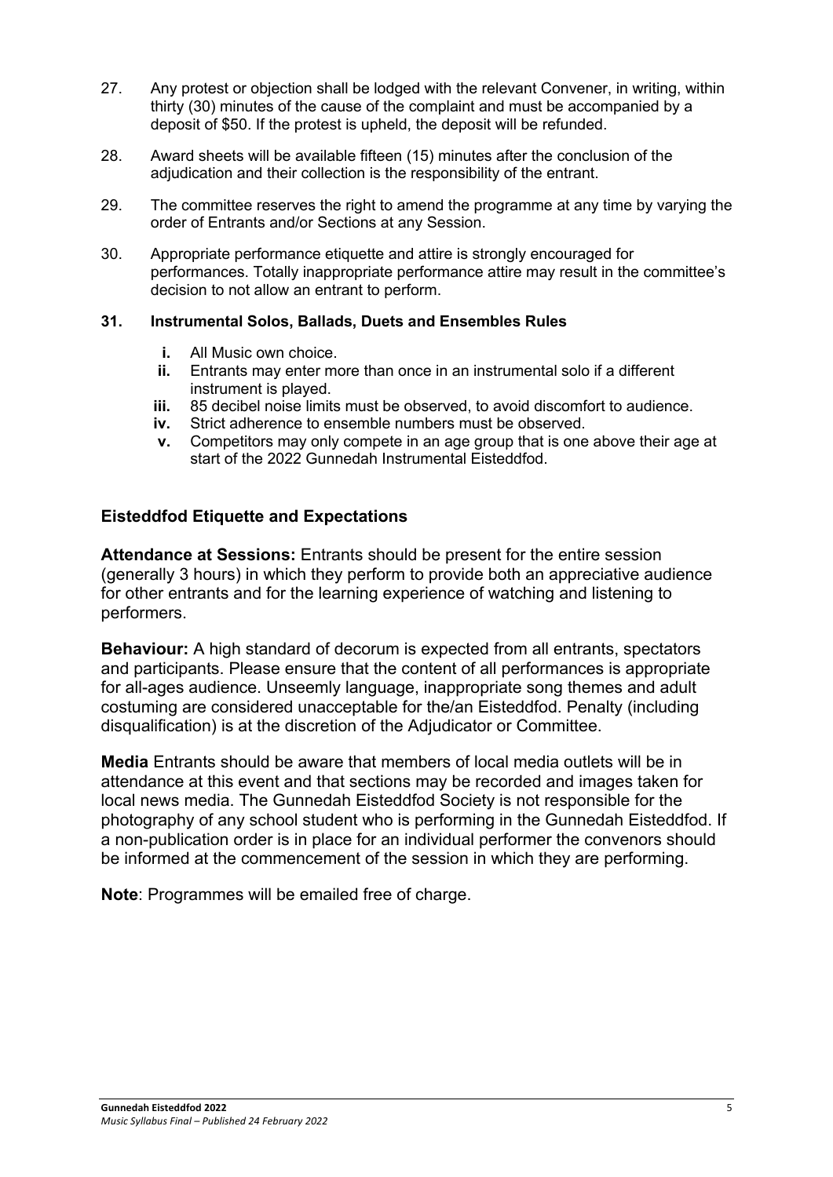27. Any protest or objection shall be lodged with the relevant Convener, in writing, within thirty (30) minutes of the cause of the complaint and must be accompanied by a deposit of $50. If the protest is upheld, the deposit will be refunded.

28. Award sheets will be available fifteen (15) minutes after the conclusion of the adjudication and their collection is the responsibility of the entrant.

29. The committee reserves the right to amend the programme at any time by varying the order of Entrants and/or Sections at any Session.

30. Appropriate performance etiquette and attire is strongly encouraged for performances. Totally inappropriate performance attire may result in the committee's decision to not allow an entrant to perform.

**31. Instrumental Solos, Ballads, Duets and Ensembles Rules**

- **i.** All Music own choice.
- **ii.** Entrants may enter more than once in an instrumental solo if a different instrument is played.
- **iii.** 85 decibel noise limits must be observed, to avoid discomfort to audience.
- **iv.** Strict adherence to ensemble numbers must be observed.
- **v.** Competitors may only compete in an age group that is one above their age at start of the 2022 Gunnedah Instrumental Eisteddfod.

## Eisteddfod Etiquette and Expectations

**Attendance at Sessions:** Entrants should be present for the entire session (generally 3 hours) in which they perform to provide both an appreciative audience for other entrants and for the learning experience of watching and listening to performers.

**Behaviour:** A high standard of decorum is expected from all entrants, spectators and participants. Please ensure that the content of all performances is appropriate for all-ages audience. Unseemly language, inappropriate song themes and adult costuming are considered unacceptable for the/an Eisteddfod. Penalty (including disqualification) is at the discretion of the Adjudicator or Committee.

**Media** Entrants should be aware that members of local media outlets will be in attendance at this event and that sections may be recorded and images taken for local news media. The Gunnedah Eisteddfod Society is not responsible for the photography of any school student who is performing in the Gunnedah Eisteddfod. If a non-publication order is in place for an individual performer the convenors should be informed at the commencement of the session in which they are performing.

**Note**: Programmes will be emailed free of charge.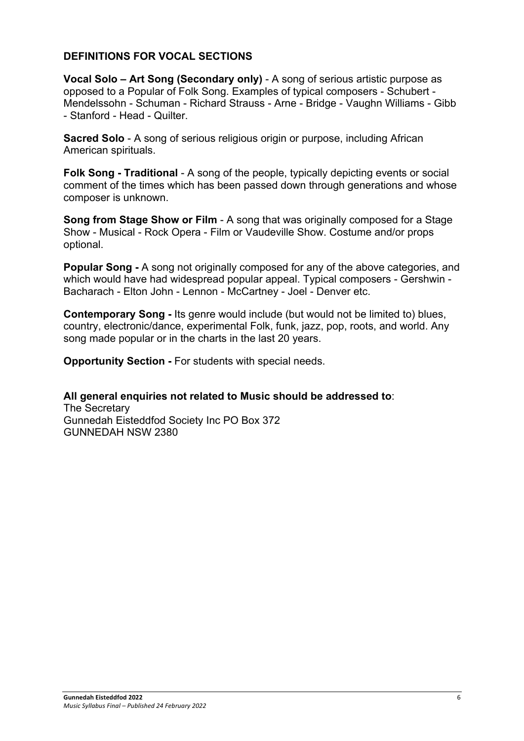## DEFINITIONS FOR VOCAL SECTIONS

**Vocal Solo – Art Song (Secondary only)** - A song of serious artistic purpose as opposed to a Popular of Folk Song. Examples of typical composers - Schubert - Mendelssohn - Schuman - Richard Strauss - Arne - Bridge - Vaughn Williams - Gibb - Stanford - Head - Quilter.

**Sacred Solo** - A song of serious religious origin or purpose, including African American spirituals.

**Folk Song - Traditional** - A song of the people, typically depicting events or social comment of the times which has been passed down through generations and whose composer is unknown.

**Song from Stage Show or Film** - A song that was originally composed for a Stage Show - Musical - Rock Opera - Film or Vaudeville Show. Costume and/or props optional.

**Popular Song -** A song not originally composed for any of the above categories, and which would have had widespread popular appeal. Typical composers - Gershwin - Bacharach - Elton John - Lennon - McCartney - Joel - Denver etc.

**Contemporary Song -** Its genre would include (but would not be limited to) blues, country, electronic/dance, experimental Folk, funk, jazz, pop, roots, and world. Any song made popular or in the charts in the last 20 years.

**Opportunity Section -** For students with special needs.

**All general enquiries not related to Music should be addressed to**:
The Secretary
Gunnedah Eisteddfod Society Inc PO Box 372
GUNNEDAH NSW 2380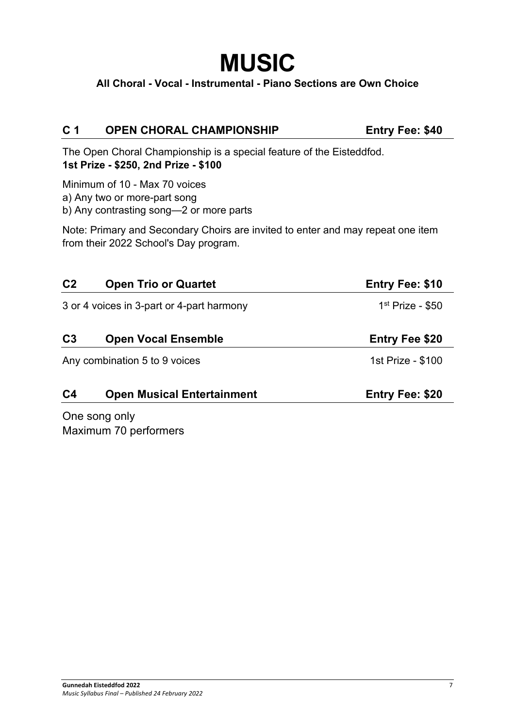# MUSIC

**All Choral - Vocal - Instrumental - Piano Sections are Own Choice**

## C 1 OPEN CHORAL CHAMPIONSHIP — Entry Fee: $40

The Open Choral Championship is a special feature of the Eisteddfod.
**1st Prize - $250, 2nd Prize - $100**

Minimum of 10 - Max 70 voices
a) Any two or more-part song
b) Any contrasting song—2 or more parts

Note: Primary and Secondary Choirs are invited to enter and may repeat one item from their 2022 School's Day program.

## C2 Open Trio or Quartet — Entry Fee: $10

3 or 4 voices in 3-part or 4-part harmony — 1st Prize - $50

## C3 Open Vocal Ensemble — Entry Fee $20

Any combination 5 to 9 voices — 1st Prize - $100

## C4 Open Musical Entertainment — Entry Fee: $20

One song only
Maximum 70 performers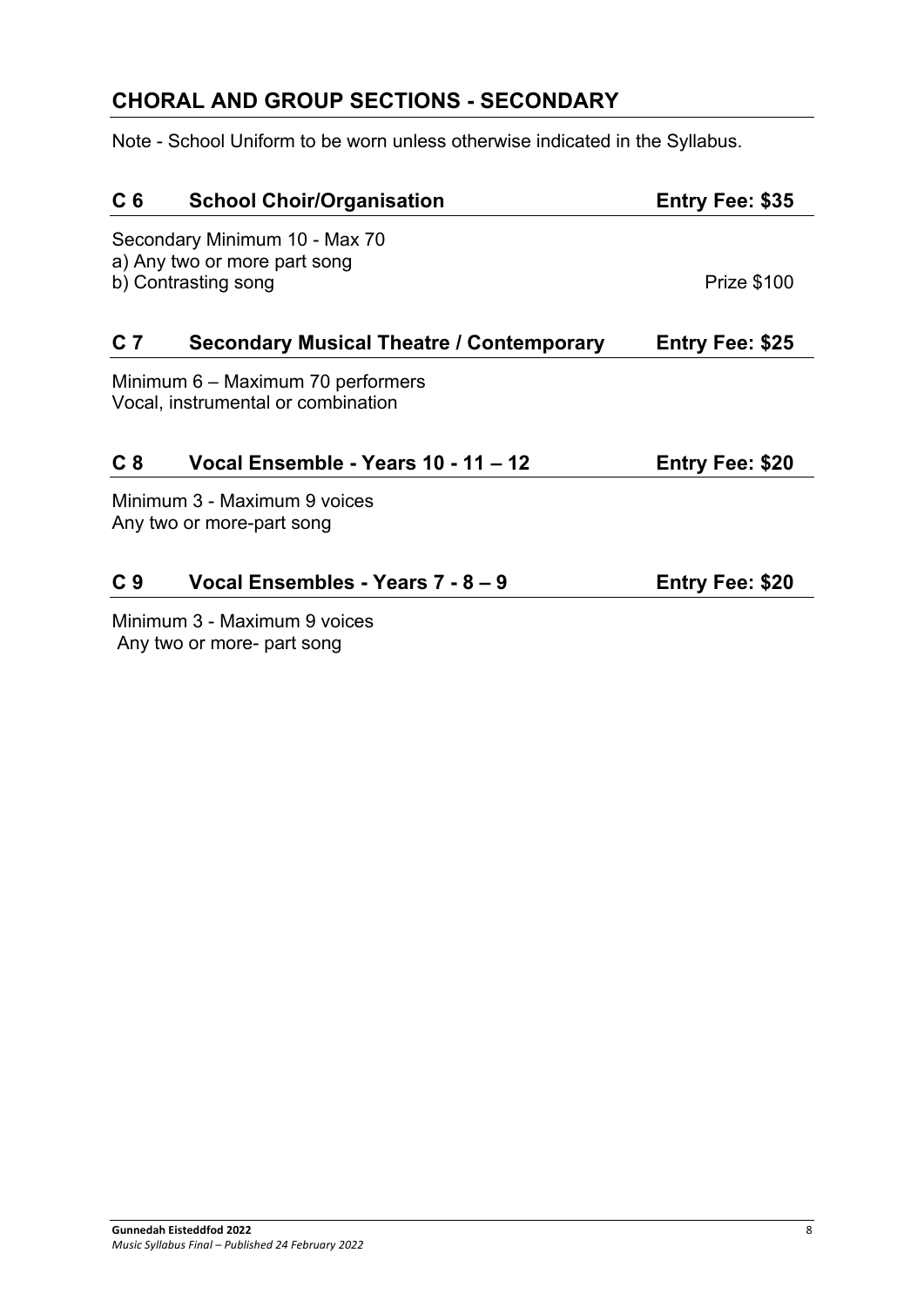## CHORAL AND GROUP SECTIONS - SECONDARY

Note - School Uniform to be worn unless otherwise indicated in the Syllabus.

### C 6 School Choir/Organisation — Entry Fee: $35

Secondary Minimum 10 - Max 70
a) Any two or more part song
b) Contrasting song

Prize $100

### C 7 Secondary Musical Theatre / Contemporary — Entry Fee: $25

Minimum 6 – Maximum 70 performers
Vocal, instrumental or combination

### C 8 Vocal Ensemble - Years 10 - 11 – 12 — Entry Fee: $20

Minimum 3 - Maximum 9 voices
Any two or more-part song

### C 9 Vocal Ensembles - Years 7 - 8 – 9 — Entry Fee: $20

Minimum 3 - Maximum 9 voices
Any two or more- part song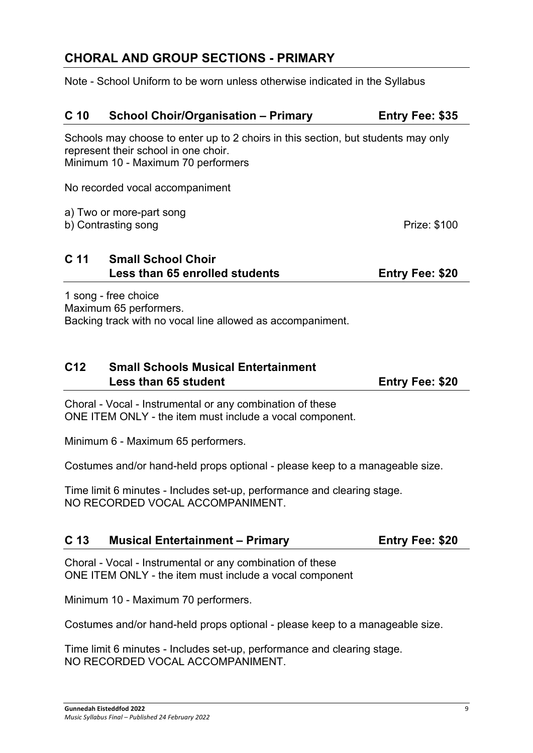## CHORAL AND GROUP SECTIONS - PRIMARY

Note - School Uniform to be worn unless otherwise indicated in the Syllabus

### C 10 School Choir/Organisation – Primary — Entry Fee: $35

Schools may choose to enter up to 2 choirs in this section, but students may only represent their school in one choir.
Minimum 10 - Maximum 70 performers

No recorded vocal accompaniment

a) Two or more-part song
b) Contrasting song

Prize: $100

### C 11 Small School Choir Less than 65 enrolled students — Entry Fee: $20

1 song - free choice
Maximum 65 performers.
Backing track with no vocal line allowed as accompaniment.

### C12 Small Schools Musical Entertainment Less than 65 student — Entry Fee: $20

Choral - Vocal - Instrumental or any combination of these
ONE ITEM ONLY - the item must include a vocal component.

Minimum 6 - Maximum 65 performers.

Costumes and/or hand-held props optional - please keep to a manageable size.

Time limit 6 minutes - Includes set-up, performance and clearing stage.
NO RECORDED VOCAL ACCOMPANIMENT.

### C 13 Musical Entertainment – Primary — Entry Fee: $20

Choral - Vocal - Instrumental or any combination of these
ONE ITEM ONLY - the item must include a vocal component

Minimum 10 - Maximum 70 performers.

Costumes and/or hand-held props optional - please keep to a manageable size.

Time limit 6 minutes - Includes set-up, performance and clearing stage.
NO RECORDED VOCAL ACCOMPANIMENT.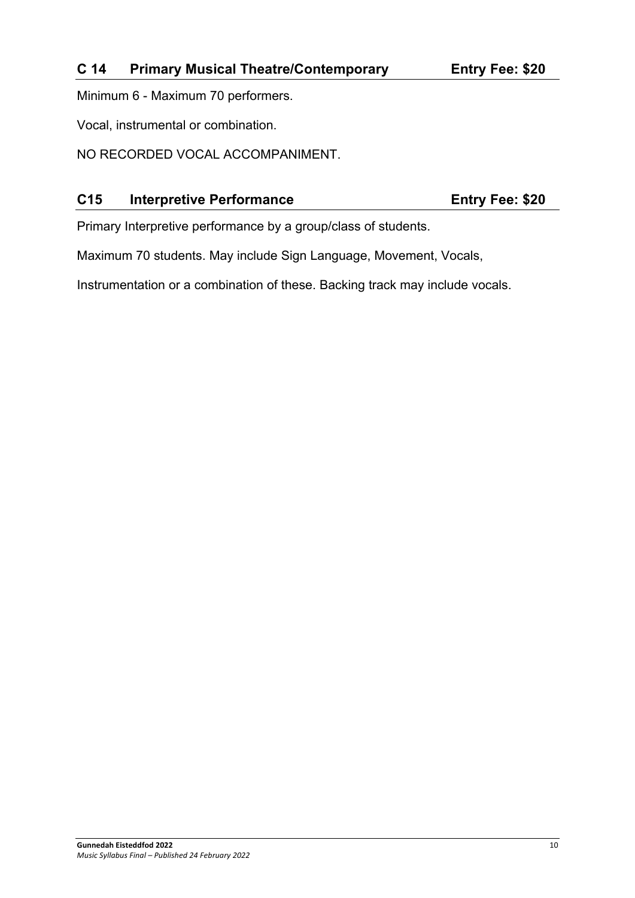## C 14 Primary Musical Theatre/Contemporary Entry Fee: $20

Minimum 6 - Maximum 70 performers.

Vocal, instrumental or combination.

NO RECORDED VOCAL ACCOMPANIMENT.

## C15 Interpretive Performance Entry Fee: $20

Primary Interpretive performance by a group/class of students.

Maximum 70 students. May include Sign Language, Movement, Vocals,

Instrumentation or a combination of these. Backing track may include vocals.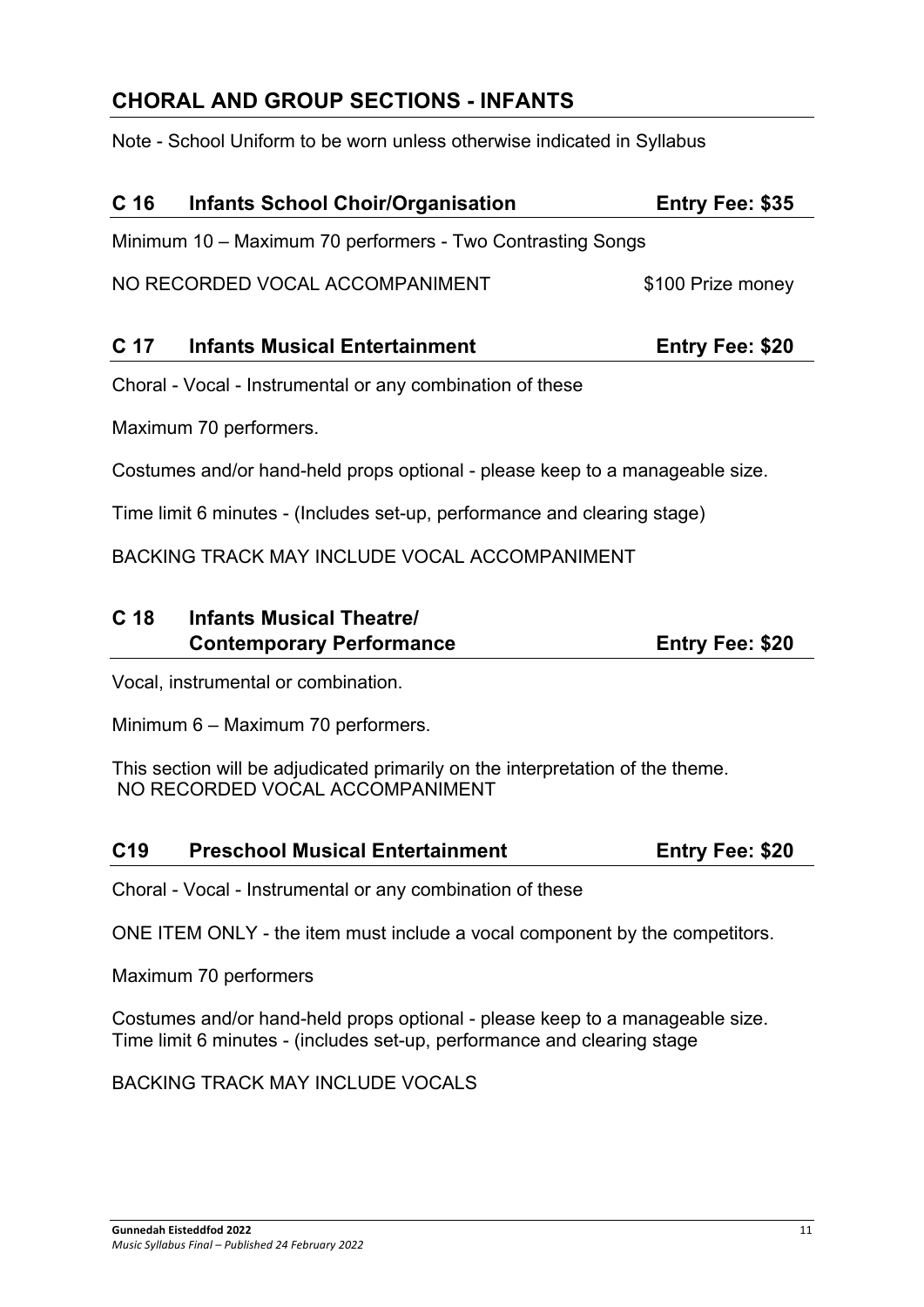## CHORAL AND GROUP SECTIONS - INFANTS

Note - School Uniform to be worn unless otherwise indicated in Syllabus

### C 16 Infants School Choir/Organisation — Entry Fee: $35

Minimum 10 – Maximum 70 performers - Two Contrasting Songs

NO RECORDED VOCAL ACCOMPANIMENT — $100 Prize money

### C 17 Infants Musical Entertainment — Entry Fee: $20

Choral - Vocal - Instrumental or any combination of these

Maximum 70 performers.

Costumes and/or hand-held props optional - please keep to a manageable size.

Time limit 6 minutes - (Includes set-up, performance and clearing stage)

BACKING TRACK MAY INCLUDE VOCAL ACCOMPANIMENT

### C 18 Infants Musical Theatre/ Contemporary Performance — Entry Fee: $20

Vocal, instrumental or combination.

Minimum 6 – Maximum 70 performers.

This section will be adjudicated primarily on the interpretation of the theme.
NO RECORDED VOCAL ACCOMPANIMENT

### C19 Preschool Musical Entertainment — Entry Fee: $20

Choral - Vocal - Instrumental or any combination of these

ONE ITEM ONLY - the item must include a vocal component by the competitors.

Maximum 70 performers

Costumes and/or hand-held props optional - please keep to a manageable size.
Time limit 6 minutes - (includes set-up, performance and clearing stage

BACKING TRACK MAY INCLUDE VOCALS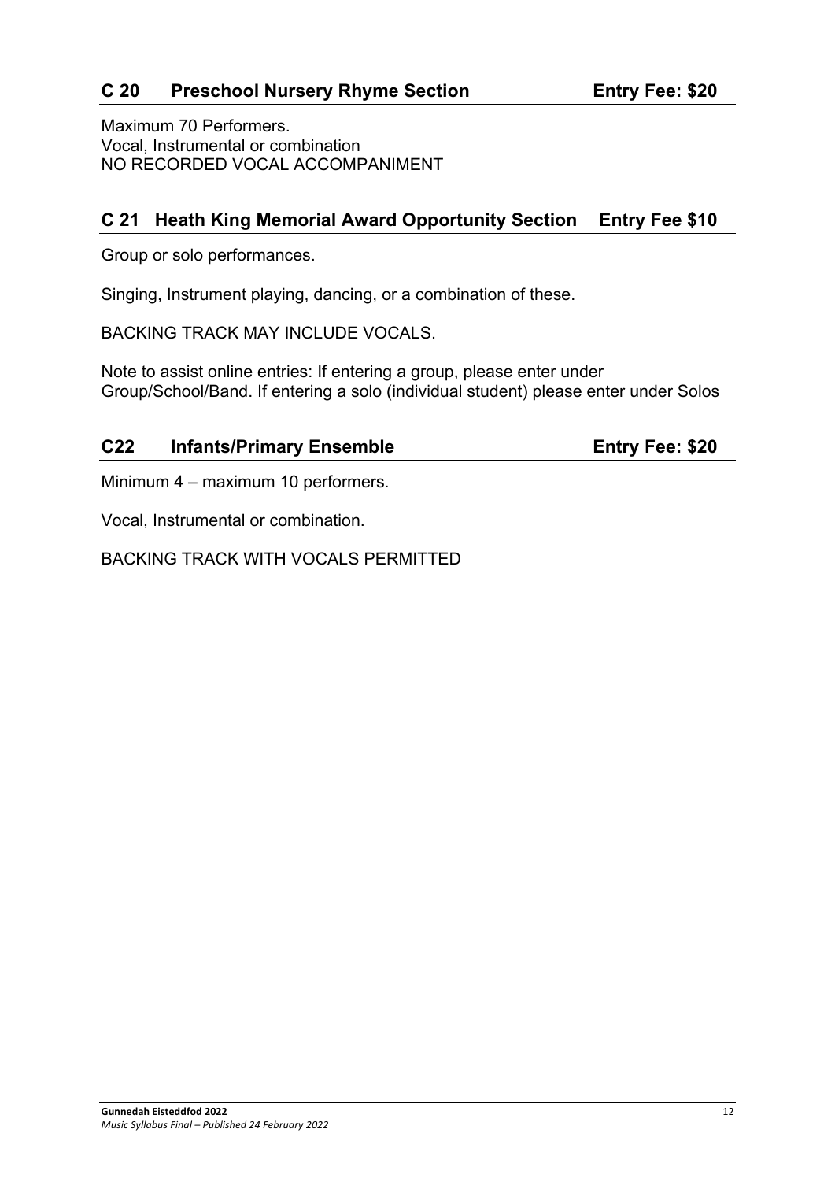## C 20 Preschool Nursery Rhyme Section Entry Fee: $20

Maximum 70 Performers.
Vocal, Instrumental or combination
NO RECORDED VOCAL ACCOMPANIMENT

## C 21 Heath King Memorial Award Opportunity Section Entry Fee $10

Group or solo performances.

Singing, Instrument playing, dancing, or a combination of these.

BACKING TRACK MAY INCLUDE VOCALS.

Note to assist online entries: If entering a group, please enter under Group/School/Band. If entering a solo (individual student) please enter under Solos

## C22 Infants/Primary Ensemble Entry Fee: $20

Minimum 4 – maximum 10 performers.

Vocal, Instrumental or combination.

BACKING TRACK WITH VOCALS PERMITTED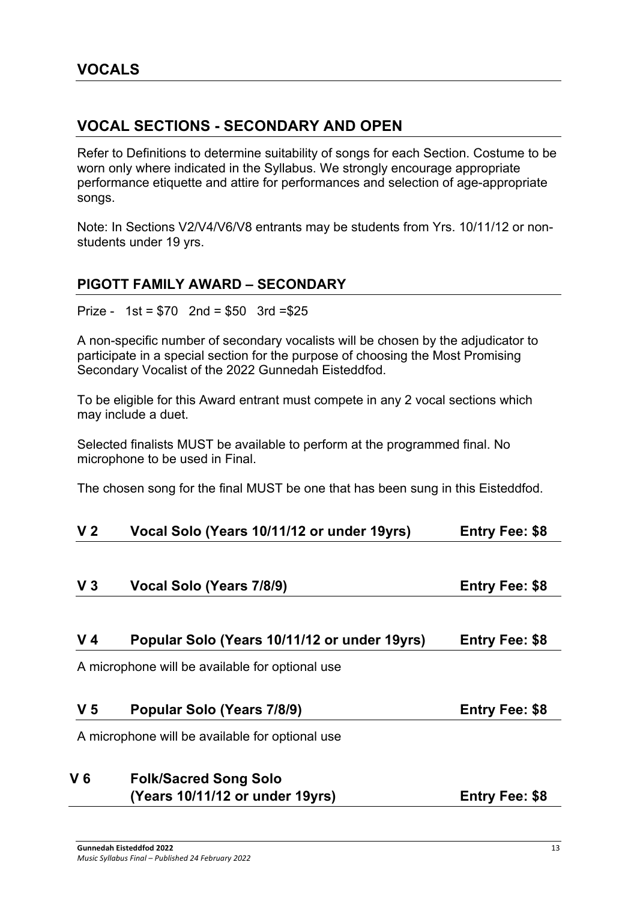# VOCALS

## VOCAL SECTIONS - SECONDARY AND OPEN

Refer to Definitions to determine suitability of songs for each Section. Costume to be worn only where indicated in the Syllabus. We strongly encourage appropriate performance etiquette and attire for performances and selection of age-appropriate songs.

Note: In Sections V2/V4/V6/V8 entrants may be students from Yrs. 10/11/12 or non-students under 19 yrs.

## PIGOTT FAMILY AWARD – SECONDARY

Prize - 1st = $70 2nd = $50 3rd =$25

A non-specific number of secondary vocalists will be chosen by the adjudicator to participate in a special section for the purpose of choosing the Most Promising Secondary Vocalist of the 2022 Gunnedah Eisteddfod.

To be eligible for this Award entrant must compete in any 2 vocal sections which may include a duet.

Selected finalists MUST be available to perform at the programmed final. No microphone to be used in Final.

The chosen song for the final MUST be one that has been sung in this Eisteddfod.

### V 2 Vocal Solo (Years 10/11/12 or under 19yrs) Entry Fee: $8

### V 3 Vocal Solo (Years 7/8/9) Entry Fee: $8

### V 4 Popular Solo (Years 10/11/12 or under 19yrs) Entry Fee: $8

A microphone will be available for optional use

### V 5 Popular Solo (Years 7/8/9) Entry Fee: $8

A microphone will be available for optional use

### V 6 Folk/Sacred Song Solo (Years 10/11/12 or under 19yrs) Entry Fee: $8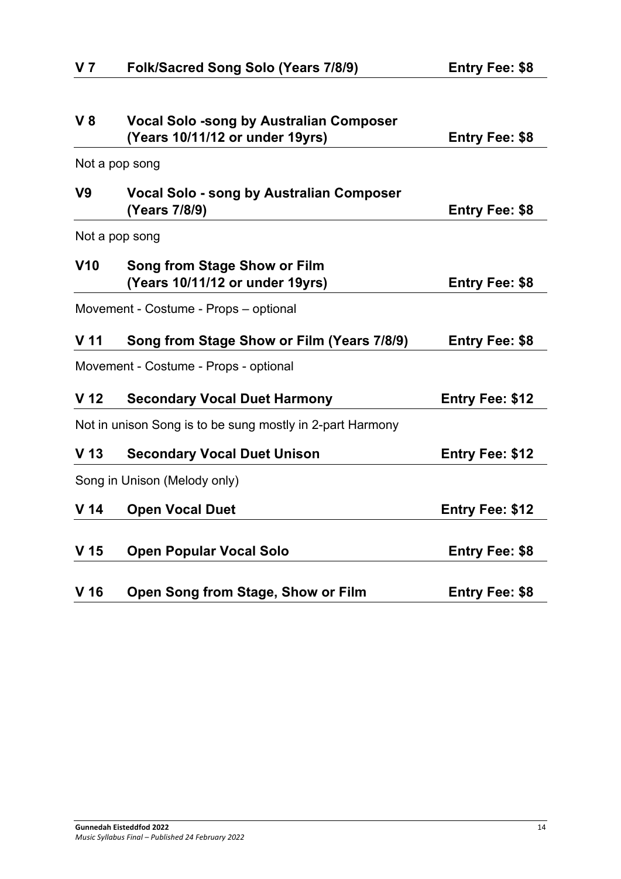### V 7 Folk/Sacred Song Solo (Years 7/8/9) Entry Fee: $8

### V 8 Vocal Solo -song by Australian Composer (Years 10/11/12 or under 19yrs) Entry Fee: $8

Not a pop song

### V9 Vocal Solo - song by Australian Composer (Years 7/8/9) Entry Fee: $8

Not a pop song

### V10 Song from Stage Show or Film (Years 10/11/12 or under 19yrs) Entry Fee: $8

Movement - Costume - Props – optional

### V 11 Song from Stage Show or Film (Years 7/8/9) Entry Fee: $8

Movement - Costume - Props - optional

### V 12 Secondary Vocal Duet Harmony Entry Fee: $12

Not in unison Song is to be sung mostly in 2-part Harmony

### V 13 Secondary Vocal Duet Unison Entry Fee: $12

Song in Unison (Melody only)

### V 14 Open Vocal Duet Entry Fee: $12

### V 15 Open Popular Vocal Solo Entry Fee: $8

### V 16 Open Song from Stage, Show or Film Entry Fee: $8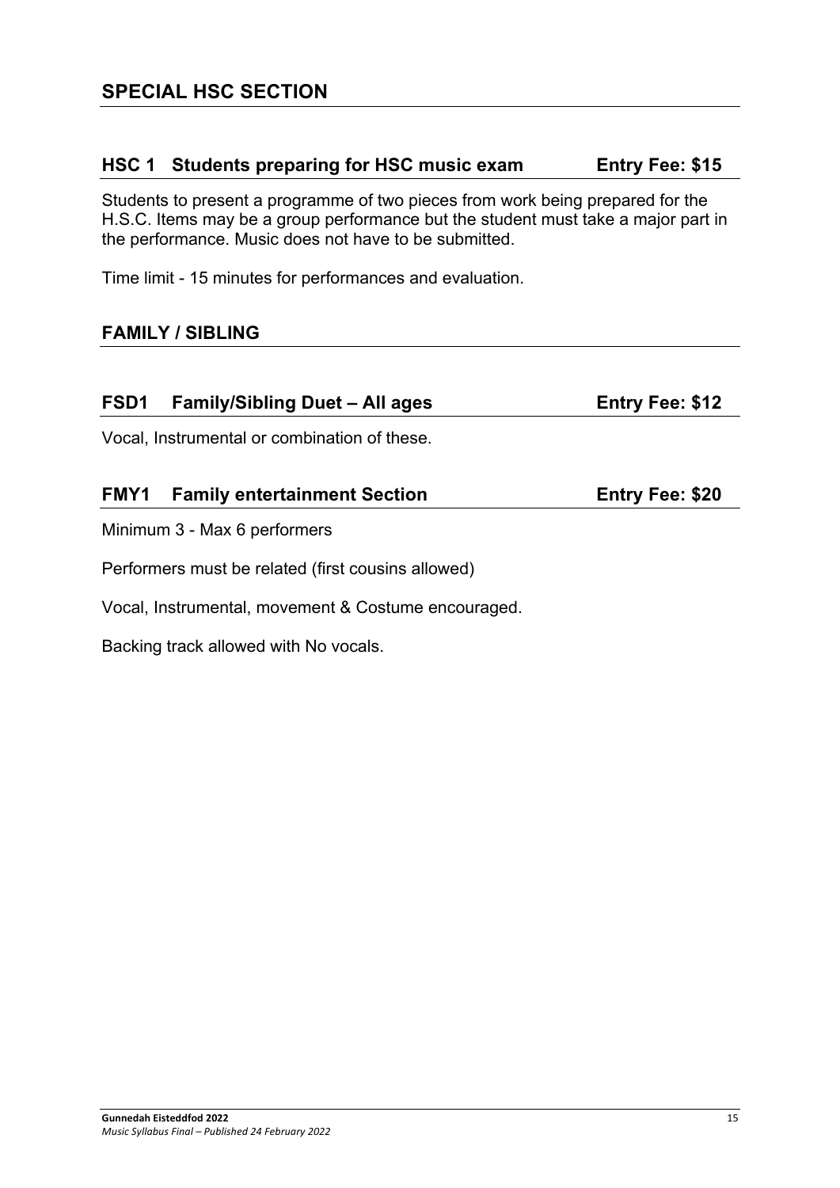## SPECIAL HSC SECTION

### HSC 1 Students preparing for HSC music exam — Entry Fee: $15

Students to present a programme of two pieces from work being prepared for the H.S.C. Items may be a group performance but the student must take a major part in the performance. Music does not have to be submitted.

Time limit - 15 minutes for performances and evaluation.

## FAMILY / SIBLING

### FSD1 Family/Sibling Duet – All ages — Entry Fee: $12

Vocal, Instrumental or combination of these.

### FMY1 Family entertainment Section — Entry Fee: $20

Minimum 3 - Max 6 performers

Performers must be related (first cousins allowed)

Vocal, Instrumental, movement & Costume encouraged.

Backing track allowed with No vocals.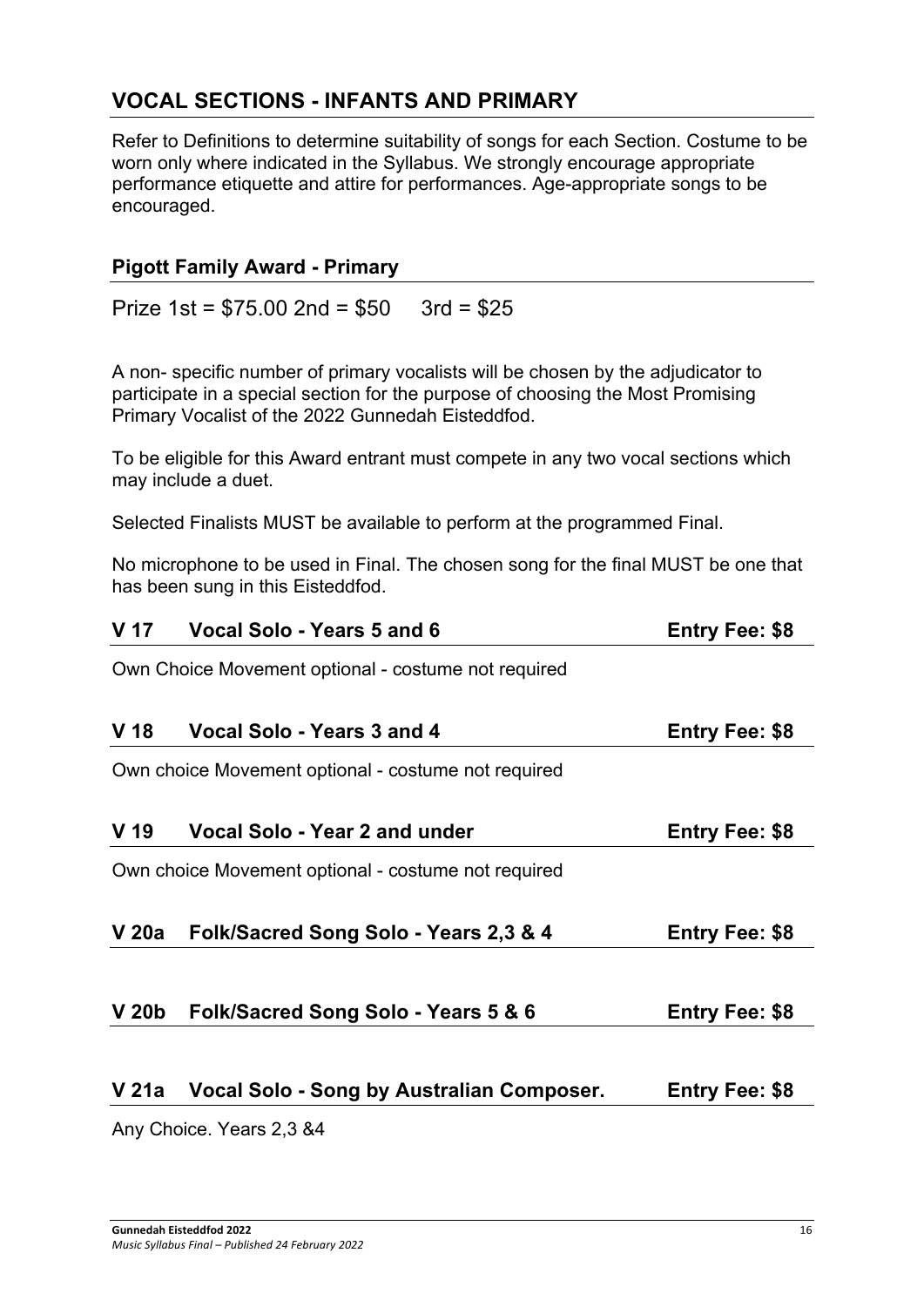## VOCAL SECTIONS - INFANTS AND PRIMARY

Refer to Definitions to determine suitability of songs for each Section. Costume to be worn only where indicated in the Syllabus. We strongly encourage appropriate performance etiquette and attire for performances. Age-appropriate songs to be encouraged.

### Pigott Family Award - Primary

Prize 1st = $75.00 2nd = $50 3rd = $25

A non- specific number of primary vocalists will be chosen by the adjudicator to participate in a special section for the purpose of choosing the Most Promising Primary Vocalist of the 2022 Gunnedah Eisteddfod.

To be eligible for this Award entrant must compete in any two vocal sections which may include a duet.

Selected Finalists MUST be available to perform at the programmed Final.

No microphone to be used in Final. The chosen song for the final MUST be one that has been sung in this Eisteddfod.

### V 17 Vocal Solo - Years 5 and 6 — Entry Fee: $8

Own Choice Movement optional - costume not required

### V 18 Vocal Solo - Years 3 and 4 — Entry Fee: $8

Own choice Movement optional - costume not required

### V 19 Vocal Solo - Year 2 and under — Entry Fee: $8

Own choice Movement optional - costume not required

### V 20a Folk/Sacred Song Solo - Years 2,3 & 4 — Entry Fee: $8

### V 20b Folk/Sacred Song Solo - Years 5 & 6 — Entry Fee: $8

### V 21a Vocal Solo - Song by Australian Composer. — Entry Fee: $8

Any Choice. Years 2,3 &4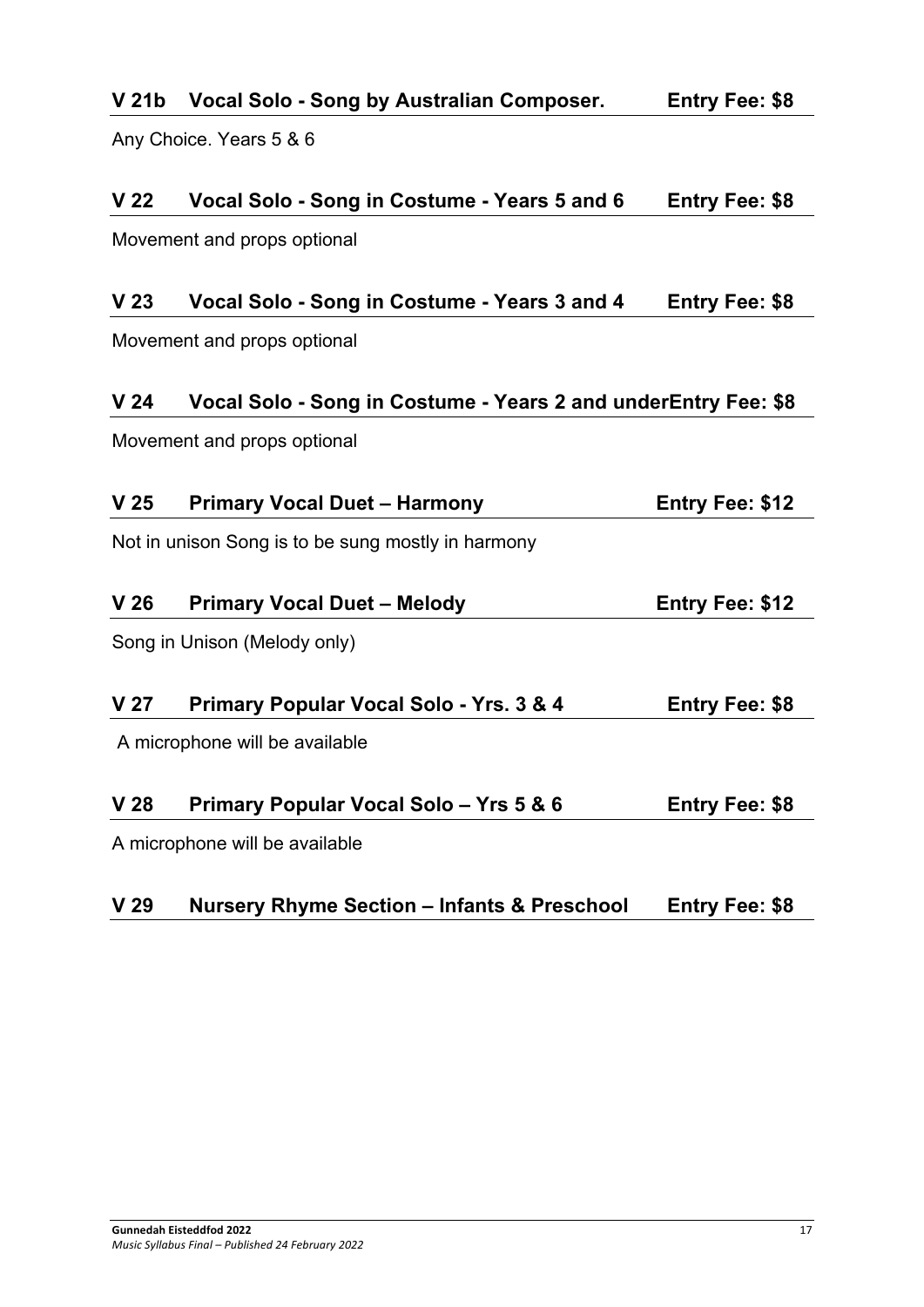### V 21b Vocal Solo - Song by Australian Composer. Entry Fee: $8

Any Choice. Years 5 & 6

### V 22 Vocal Solo - Song in Costume - Years 5 and 6 Entry Fee: $8

Movement and props optional

### V 23 Vocal Solo - Song in Costume - Years 3 and 4 Entry Fee: $8

Movement and props optional

### V 24 Vocal Solo - Song in Costume - Years 2 and underEntry Fee: $8

Movement and props optional

### V 25 Primary Vocal Duet – Harmony Entry Fee: $12

Not in unison Song is to be sung mostly in harmony

### V 26 Primary Vocal Duet – Melody Entry Fee: $12

Song in Unison (Melody only)

### V 27 Primary Popular Vocal Solo - Yrs. 3 & 4 Entry Fee: $8

A microphone will be available

### V 28 Primary Popular Vocal Solo – Yrs 5 & 6 Entry Fee: $8

A microphone will be available

### V 29 Nursery Rhyme Section – Infants & Preschool Entry Fee: $8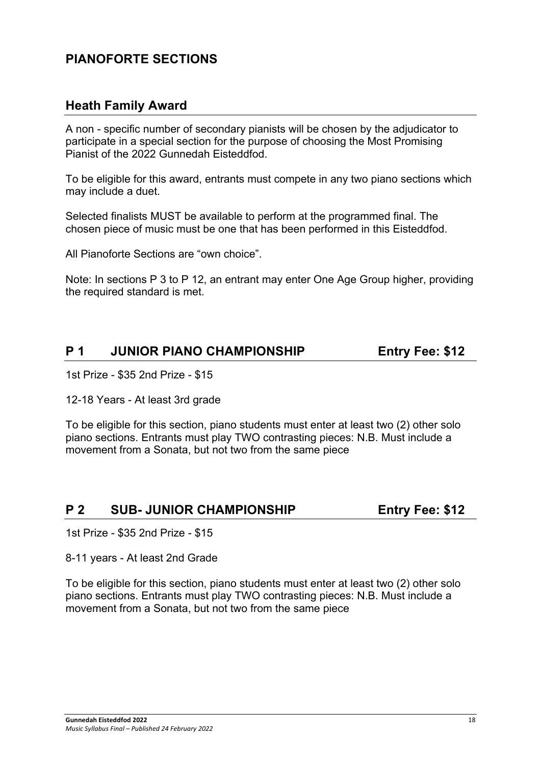# PIANOFORTE SECTIONS

## Heath Family Award

A non - specific number of secondary pianists will be chosen by the adjudicator to participate in a special section for the purpose of choosing the Most Promising Pianist of the 2022 Gunnedah Eisteddfod.

To be eligible for this award, entrants must compete in any two piano sections which may include a duet.

Selected finalists MUST be available to perform at the programmed final. The chosen piece of music must be one that has been performed in this Eisteddfod.

All Pianoforte Sections are “own choice”.

Note: In sections P 3 to P 12, an entrant may enter One Age Group higher, providing the required standard is met.

## P 1 JUNIOR PIANO CHAMPIONSHIP Entry Fee: $12

1st Prize - $35 2nd Prize - $15

12-18 Years - At least 3rd grade

To be eligible for this section, piano students must enter at least two (2) other solo piano sections. Entrants must play TWO contrasting pieces: N.B. Must include a movement from a Sonata, but not two from the same piece

## P 2 SUB- JUNIOR CHAMPIONSHIP Entry Fee: $12

1st Prize - $35 2nd Prize - $15

8-11 years - At least 2nd Grade

To be eligible for this section, piano students must enter at least two (2) other solo piano sections. Entrants must play TWO contrasting pieces: N.B. Must include a movement from a Sonata, but not two from the same piece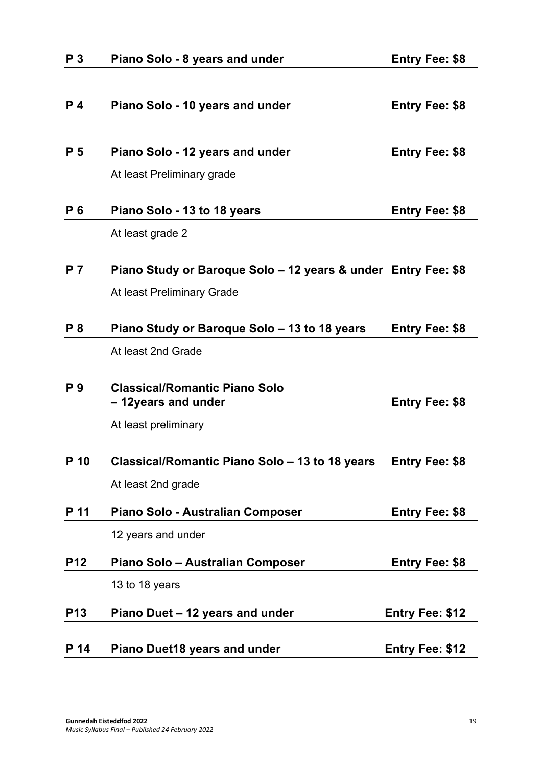**P 3 Piano Solo - 8 years and under — Entry Fee: $8**

**P 4 Piano Solo - 10 years and under — Entry Fee: $8**

**P 5 Piano Solo - 12 years and under — Entry Fee: $8**

At least Preliminary grade

**P 6 Piano Solo - 13 to 18 years — Entry Fee: $8**

At least grade 2

**P 7 Piano Study or Baroque Solo – 12 years & under — Entry Fee: $8**

At least Preliminary Grade

**P 8 Piano Study or Baroque Solo – 13 to 18 years — Entry Fee: $8**

At least 2nd Grade

**P 9 Classical/Romantic Piano Solo – 12years and under — Entry Fee: $8**

At least preliminary

**P 10 Classical/Romantic Piano Solo – 13 to 18 years — Entry Fee: $8**

At least 2nd grade

**P 11 Piano Solo - Australian Composer — Entry Fee: $8**

12 years and under

**P12 Piano Solo – Australian Composer — Entry Fee: $8**

13 to 18 years

**P13 Piano Duet – 12 years and under — Entry Fee: $12**

**P 14 Piano Duet18 years and under — Entry Fee: $12**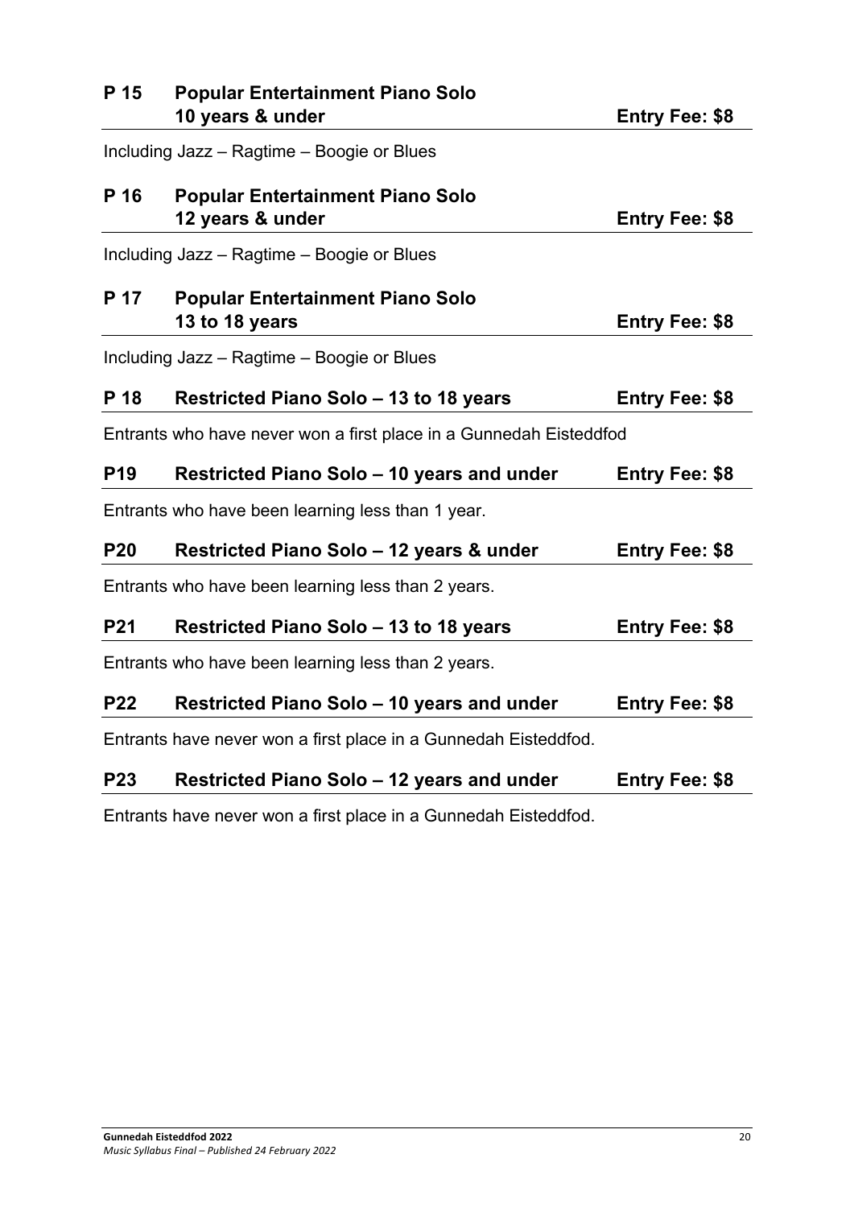### P 15 Popular Entertainment Piano Solo 10 years & under — Entry Fee: $8

Including Jazz – Ragtime – Boogie or Blues

### P 16 Popular Entertainment Piano Solo 12 years & under — Entry Fee: $8

Including Jazz – Ragtime – Boogie or Blues

### P 17 Popular Entertainment Piano Solo 13 to 18 years — Entry Fee: $8

Including Jazz – Ragtime – Boogie or Blues

### P 18 Restricted Piano Solo – 13 to 18 years — Entry Fee: $8

Entrants who have never won a first place in a Gunnedah Eisteddfod

### P19 Restricted Piano Solo – 10 years and under — Entry Fee: $8

Entrants who have been learning less than 1 year.

### P20 Restricted Piano Solo – 12 years & under — Entry Fee: $8

Entrants who have been learning less than 2 years.

### P21 Restricted Piano Solo – 13 to 18 years — Entry Fee: $8

Entrants who have been learning less than 2 years.

### P22 Restricted Piano Solo – 10 years and under — Entry Fee: $8

Entrants have never won a first place in a Gunnedah Eisteddfod.

### P23 Restricted Piano Solo – 12 years and under — Entry Fee: $8

Entrants have never won a first place in a Gunnedah Eisteddfod.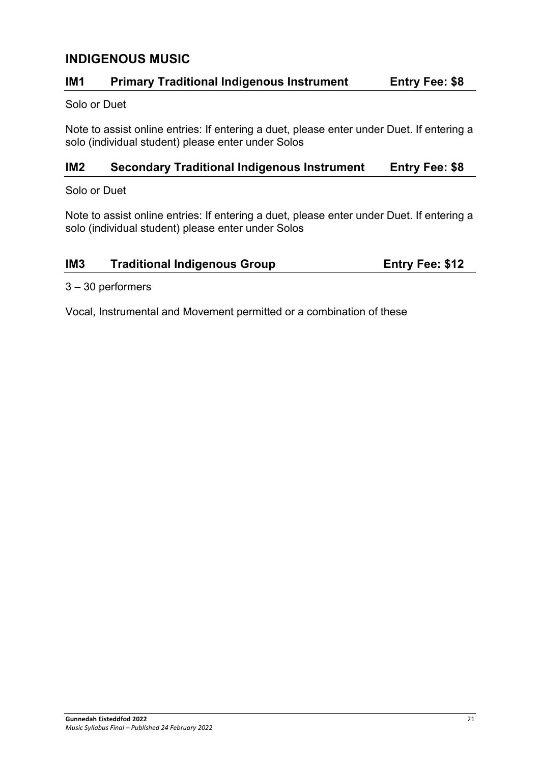## INDIGENOUS MUSIC

### IM1 Primary Traditional Indigenous Instrument — Entry Fee: $8

Solo or Duet

Note to assist online entries: If entering a duet, please enter under Duet. If entering a solo (individual student) please enter under Solos

### IM2 Secondary Traditional Indigenous Instrument — Entry Fee: $8

Solo or Duet

Note to assist online entries: If entering a duet, please enter under Duet. If entering a solo (individual student) please enter under Solos

### IM3 Traditional Indigenous Group — Entry Fee: $12

3 – 30 performers

Vocal, Instrumental and Movement permitted or a combination of these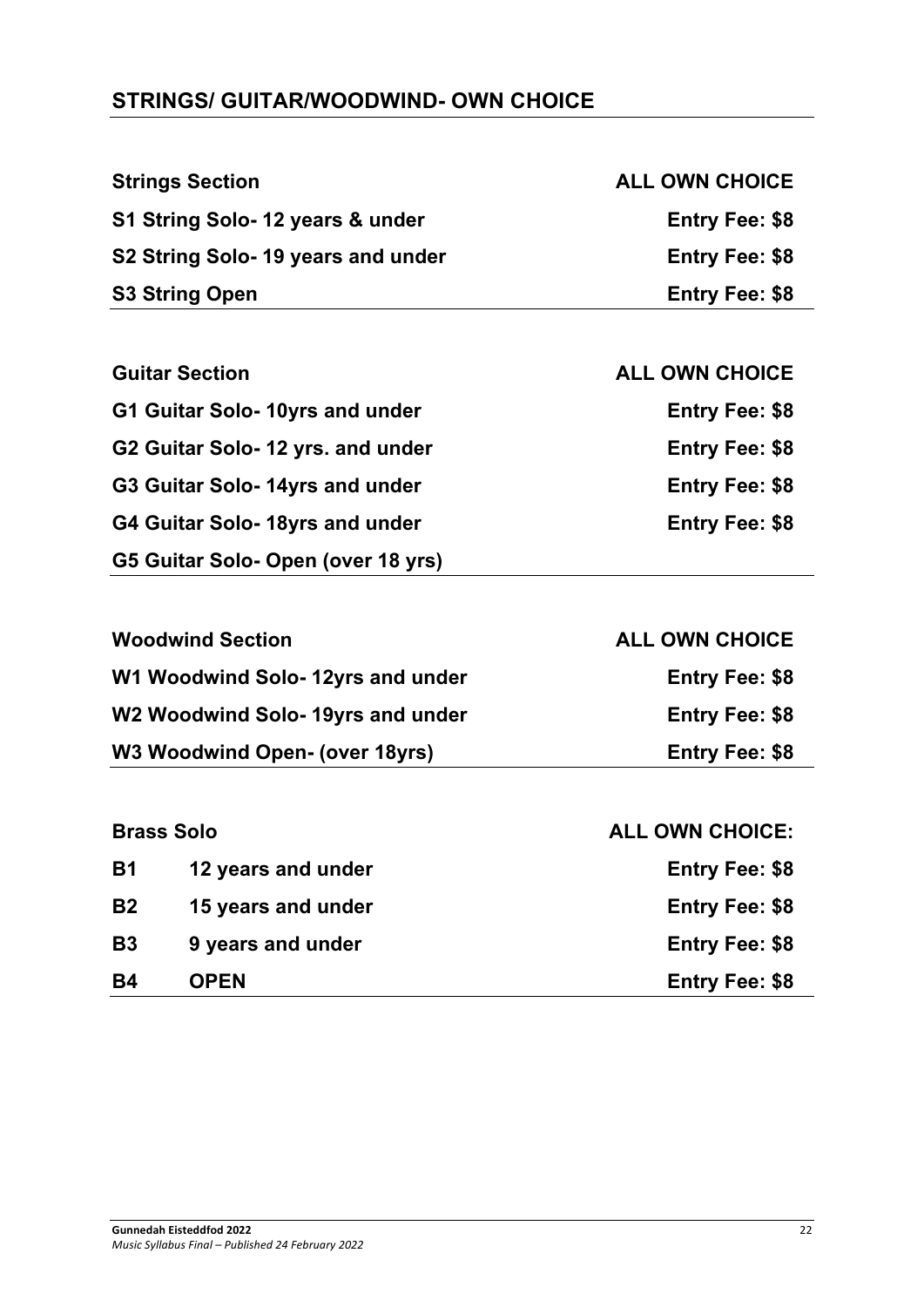## STRINGS/ GUITAR/WOODWIND- OWN CHOICE

| **Strings Section** | **ALL OWN CHOICE** |
|---|---|
| **S1 String Solo- 12 years & under** | **Entry Fee: $8** |
| **S2 String Solo- 19 years and under** | **Entry Fee: $8** |
| **S3 String Open** | **Entry Fee: $8** |

| **Guitar Section** | **ALL OWN CHOICE** |
|---|---|
| **G1 Guitar Solo- 10yrs and under** | **Entry Fee: $8** |
| **G2 Guitar Solo- 12 yrs. and under** | **Entry Fee: $8** |
| **G3 Guitar Solo- 14yrs and under** | **Entry Fee: $8** |
| **G4 Guitar Solo- 18yrs and under** | **Entry Fee: $8** |
| **G5 Guitar Solo- Open (over 18 yrs)** | |

| **Woodwind Section** | **ALL OWN CHOICE** |
|---|---|
| **W1 Woodwind Solo- 12yrs and under** | **Entry Fee: $8** |
| **W2 Woodwind Solo- 19yrs and under** | **Entry Fee: $8** |
| **W3 Woodwind Open- (over 18yrs)** | **Entry Fee: $8** |

| **Brass Solo** | | **ALL OWN CHOICE:** |
|---|---|---|
| **B1** | **12 years and under** | **Entry Fee: $8** |
| **B2** | **15 years and under** | **Entry Fee: $8** |
| **B3** | **9 years and under** | **Entry Fee: $8** |
| **B4** | **OPEN** | **Entry Fee: $8** |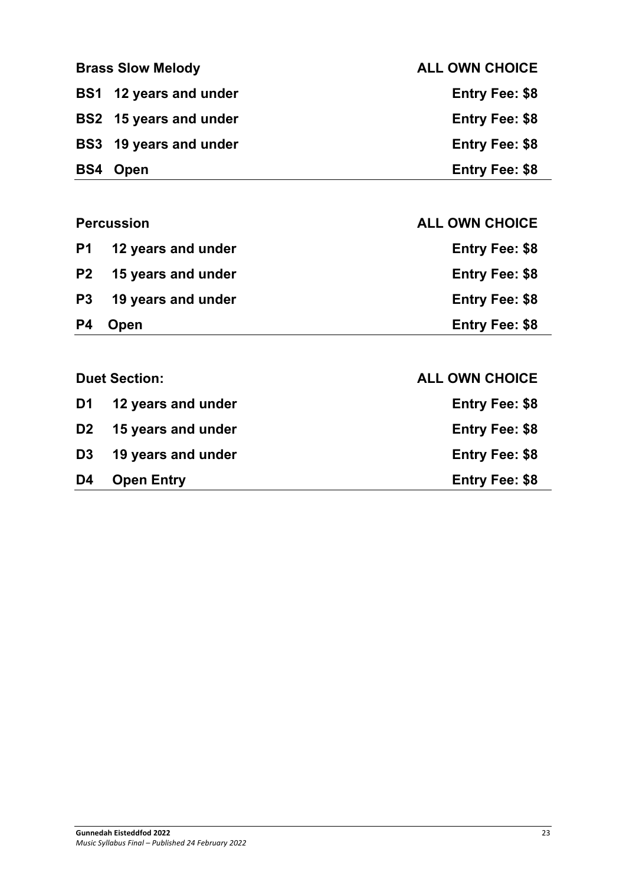| **Brass Slow Melody** | **ALL OWN CHOICE** |
|---|---|
| **BS1 12 years and under** | **Entry Fee: $8** |
| **BS2 15 years and under** | **Entry Fee: $8** |
| **BS3 19 years and under** | **Entry Fee: $8** |
| **BS4 Open** | **Entry Fee: $8** |

| **Percussion** | **ALL OWN CHOICE** |
|---|---|
| **P1 12 years and under** | **Entry Fee: $8** |
| **P2 15 years and under** | **Entry Fee: $8** |
| **P3 19 years and under** | **Entry Fee: $8** |
| **P4 Open** | **Entry Fee: $8** |

| **Duet Section:** | **ALL OWN CHOICE** |
|---|---|
| **D1 12 years and under** | **Entry Fee: $8** |
| **D2 15 years and under** | **Entry Fee: $8** |
| **D3 19 years and under** | **Entry Fee: $8** |
| **D4 Open Entry** | **Entry Fee: $8** |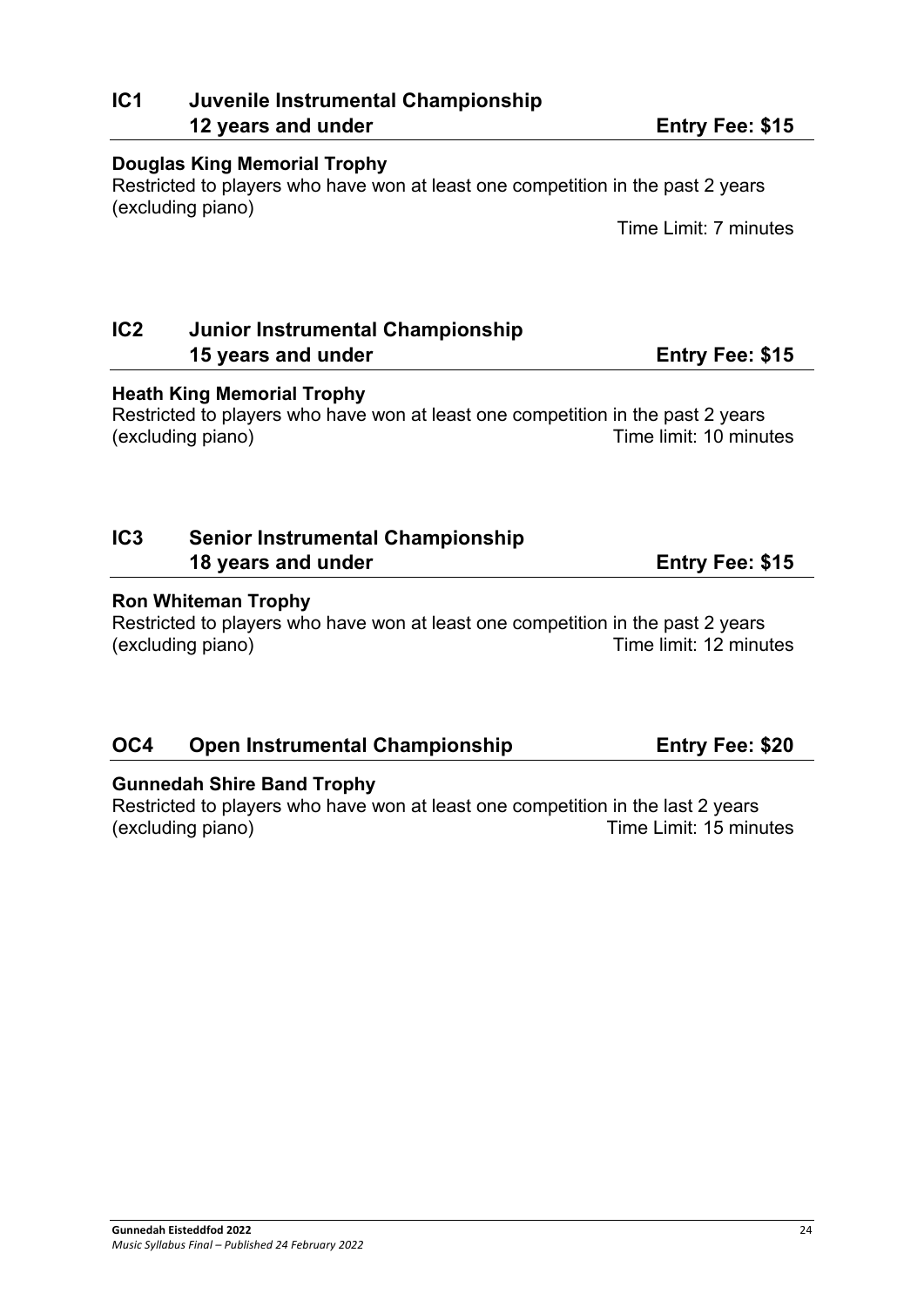## IC1 Juvenile Instrumental Championship 12 years and under — Entry Fee: $15

**Douglas King Memorial Trophy**

Restricted to players who have won at least one competition in the past 2 years (excluding piano)

Time Limit: 7 minutes

## IC2 Junior Instrumental Championship 15 years and under — Entry Fee: $15

**Heath King Memorial Trophy**

Restricted to players who have won at least one competition in the past 2 years (excluding piano)

Time limit: 10 minutes

## IC3 Senior Instrumental Championship 18 years and under — Entry Fee: $15

**Ron Whiteman Trophy**

Restricted to players who have won at least one competition in the past 2 years (excluding piano)

Time limit: 12 minutes

## OC4 Open Instrumental Championship — Entry Fee: $20

**Gunnedah Shire Band Trophy**

Restricted to players who have won at least one competition in the last 2 years (excluding piano)

Time Limit: 15 minutes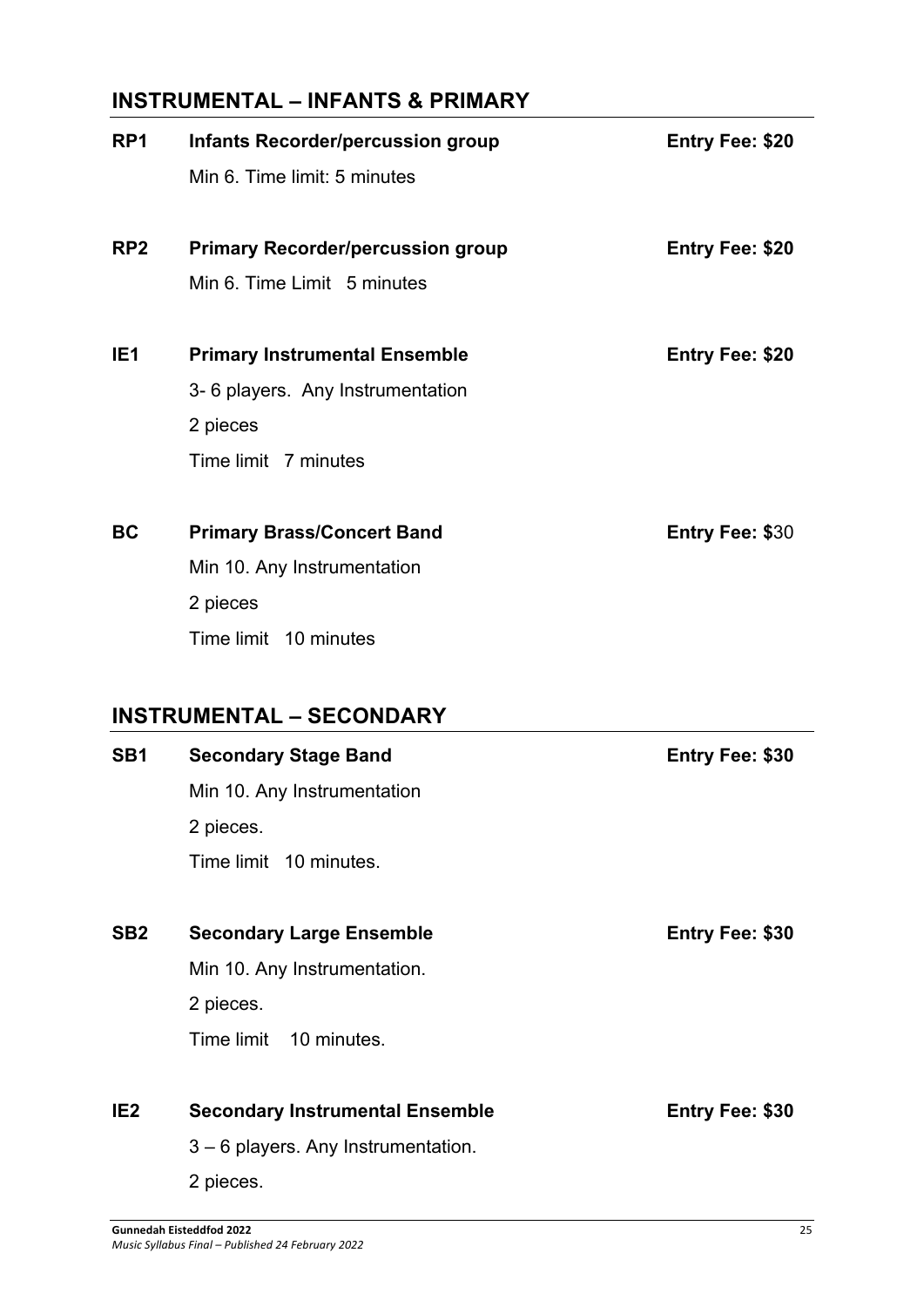## INSTRUMENTAL – INFANTS & PRIMARY

**RP1 Infants Recorder/percussion group** **Entry Fee: $20**

Min 6. Time limit: 5 minutes

**RP2 Primary Recorder/percussion group** **Entry Fee: $20**

Min 6. Time Limit 5 minutes

**IE1 Primary Instrumental Ensemble** **Entry Fee: $20**

3- 6 players. Any Instrumentation

2 pieces

Time limit 7 minutes

**BC Primary Brass/Concert Band** **Entry Fee: $**30

Min 10. Any Instrumentation

2 pieces

Time limit 10 minutes

## INSTRUMENTAL – SECONDARY

**SB1 Secondary Stage Band** **Entry Fee: $30**

Min 10. Any Instrumentation

2 pieces.

Time limit 10 minutes.

**SB2 Secondary Large Ensemble** **Entry Fee: $30**

Min 10. Any Instrumentation.

2 pieces.

Time limit 10 minutes.

**IE2 Secondary Instrumental Ensemble** **Entry Fee: $30**

3 – 6 players. Any Instrumentation.

2 pieces.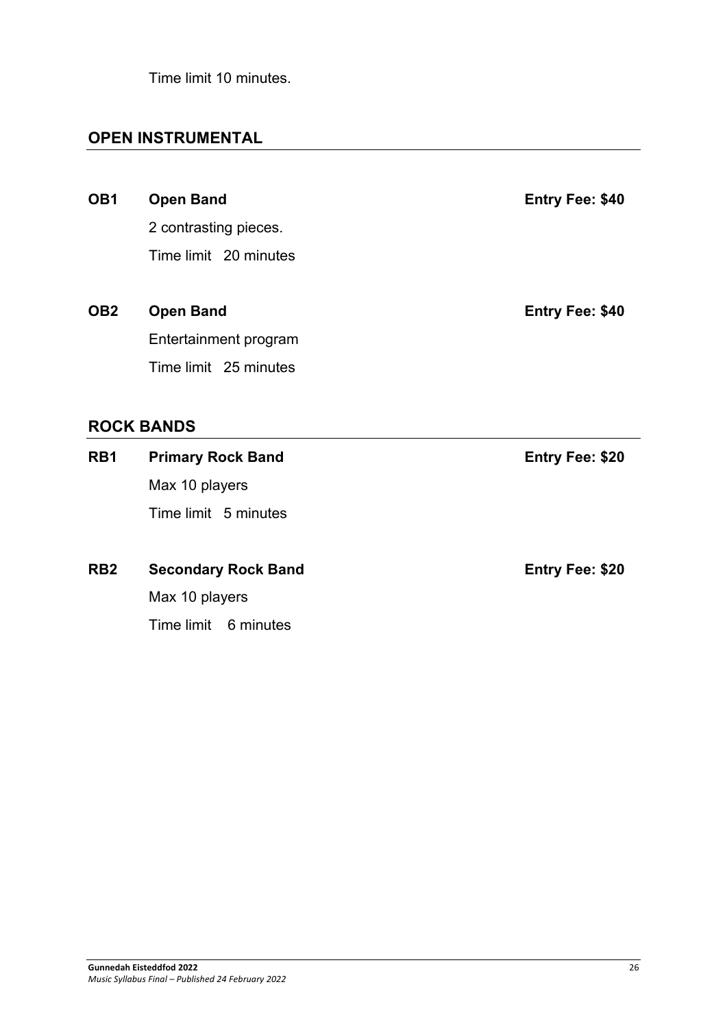Time limit 10 minutes.

## OPEN INSTRUMENTAL

**OB1 Open Band** **Entry Fee: $40**

2 contrasting pieces.

Time limit 20 minutes

**OB2 Open Band** **Entry Fee: $40**

Entertainment program

Time limit 25 minutes

## ROCK BANDS

**RB1 Primary Rock Band** **Entry Fee: $20**

Max 10 players

Time limit 5 minutes

**RB2 Secondary Rock Band** **Entry Fee: $20**

Max 10 players

Time limit 6 minutes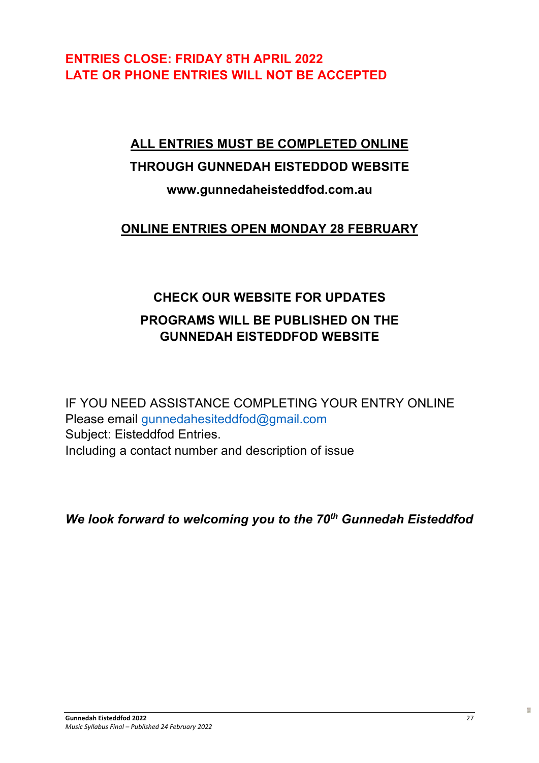**ENTRIES CLOSE: FRIDAY 8TH APRIL 2022**
**LATE OR PHONE ENTRIES WILL NOT BE ACCEPTED**

**ALL ENTRIES MUST BE COMPLETED ONLINE**

**THROUGH GUNNEDAH EISTEDDOD WEBSITE**

**www.gunnedaheisteddfod.com.au**

**ONLINE ENTRIES OPEN MONDAY 28 FEBRUARY**

**CHECK OUR WEBSITE FOR UPDATES**

**PROGRAMS WILL BE PUBLISHED ON THE GUNNEDAH EISTEDDFOD WEBSITE**

IF YOU NEED ASSISTANCE COMPLETING YOUR ENTRY ONLINE
Please email gunnedahesiteddfod@gmail.com
Subject: Eisteddfod Entries.
Including a contact number and description of issue

***We look forward to welcoming you to the 70th Gunnedah Eisteddfod***